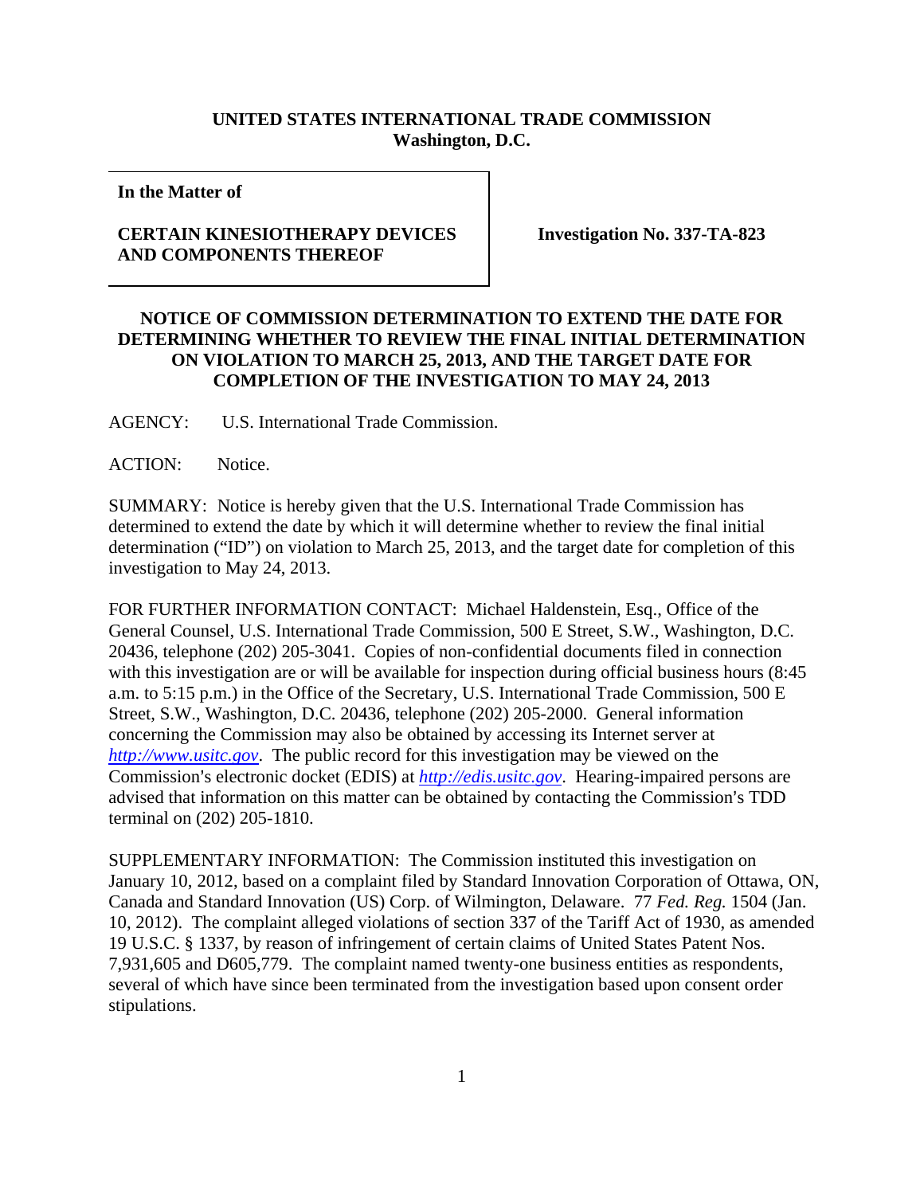**UNITED STATES INTERNATIONAL TRADE COMMISSION**
**Washington, D.C.**

**In the Matter of**

**CERTAIN KINESIOTHERAPY DEVICES AND COMPONENTS THEREOF**

**Investigation No. 337-TA-823**

**NOTICE OF COMMISSION DETERMINATION TO EXTEND THE DATE FOR DETERMINING WHETHER TO REVIEW THE FINAL INITIAL DETERMINATION ON VIOLATION TO MARCH 25, 2013, AND THE TARGET DATE FOR COMPLETION OF THE INVESTIGATION TO MAY 24, 2013**

AGENCY: U.S. International Trade Commission.

ACTION: Notice.

SUMMARY: Notice is hereby given that the U.S. International Trade Commission has determined to extend the date by which it will determine whether to review the final initial determination ("ID") on violation to March 25, 2013, and the target date for completion of this investigation to May 24, 2013.

FOR FURTHER INFORMATION CONTACT: Michael Haldenstein, Esq., Office of the General Counsel, U.S. International Trade Commission, 500 E Street, S.W., Washington, D.C. 20436, telephone (202) 205-3041. Copies of non-confidential documents filed in connection with this investigation are or will be available for inspection during official business hours (8:45 a.m. to 5:15 p.m.) in the Office of the Secretary, U.S. International Trade Commission, 500 E Street, S.W., Washington, D.C. 20436, telephone (202) 205-2000. General information concerning the Commission may also be obtained by accessing its Internet server at *http://www.usitc.gov*. The public record for this investigation may be viewed on the Commission's electronic docket (EDIS) at *http://edis.usitc.gov*. Hearing-impaired persons are advised that information on this matter can be obtained by contacting the Commission's TDD terminal on (202) 205-1810.

SUPPLEMENTARY INFORMATION: The Commission instituted this investigation on January 10, 2012, based on a complaint filed by Standard Innovation Corporation of Ottawa, ON, Canada and Standard Innovation (US) Corp. of Wilmington, Delaware. 77 *Fed. Reg.* 1504 (Jan. 10, 2012). The complaint alleged violations of section 337 of the Tariff Act of 1930, as amended 19 U.S.C. § 1337, by reason of infringement of certain claims of United States Patent Nos. 7,931,605 and D605,779. The complaint named twenty-one business entities as respondents, several of which have since been terminated from the investigation based upon consent order stipulations.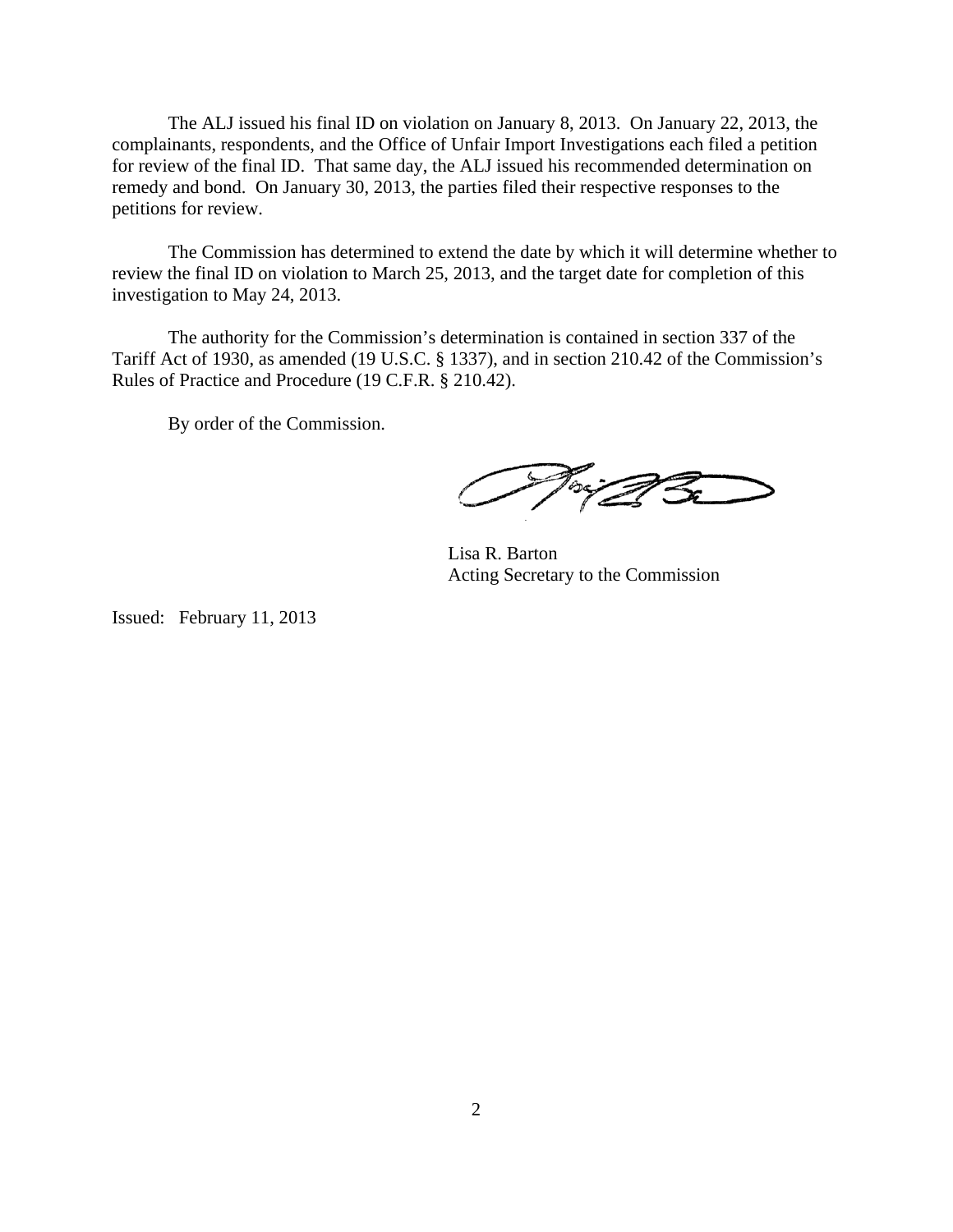The ALJ issued his final ID on violation on January 8, 2013. On January 22, 2013, the complainants, respondents, and the Office of Unfair Import Investigations each filed a petition for review of the final ID. That same day, the ALJ issued his recommended determination on remedy and bond. On January 30, 2013, the parties filed their respective responses to the petitions for review.

The Commission has determined to extend the date by which it will determine whether to review the final ID on violation to March 25, 2013, and the target date for completion of this investigation to May 24, 2013.

The authority for the Commission's determination is contained in section 337 of the Tariff Act of 1930, as amended (19 U.S.C. § 1337), and in section 210.42 of the Commission's Rules of Practice and Procedure (19 C.F.R. § 210.42).

By order of the Commission.

Lisa R. Barton
Acting Secretary to the Commission

Issued: February 11, 2013